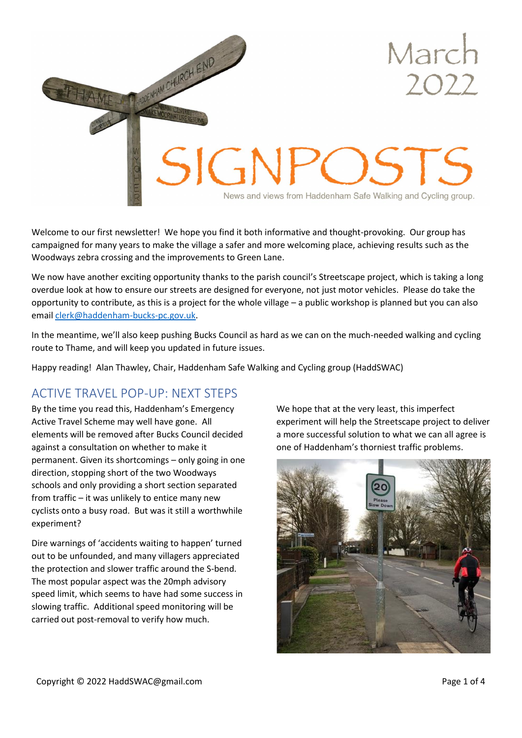# March 2022

# SIGNPOSTS

News and views from Haddenham Safe Walking and Cycling group.

Welcome to our first newsletter! We hope you find it both informative and thought-provoking. Our group has campaigned for many years to make the village a safer and more welcoming place, achieving results such as the Woodways zebra crossing and the improvements to Green Lane.

We now have another exciting opportunity thanks to the parish council's Streetscape project, which is taking a long overdue look at how to ensure our streets are designed for everyone, not just motor vehicles. Please do take the opportunity to contribute, as this is a project for the whole village – a public workshop is planned but you can also email clerk@haddenham-bucks-pc.gov.uk.

In the meantime, we'll also keep pushing Bucks Council as hard as we can on the much-needed walking and cycling route to Thame, and will keep you updated in future issues.

Happy reading! Alan Thawley, Chair, Haddenham Safe Walking and Cycling group (HaddSWAC)

## ACTIVE TRAVEL POP-UP: NEXT STEPS

By the time you read this, Haddenham's Emergency Active Travel Scheme may well have gone. All elements will be removed after Bucks Council decided against a consultation on whether to make it permanent. Given its shortcomings – only going in one direction, stopping short of the two Woodways schools and only providing a short section separated from traffic – it was unlikely to entice many new cyclists onto a busy road. But was it still a worthwhile experiment?

Dire warnings of 'accidents waiting to happen' turned out to be unfounded, and many villagers appreciated the protection and slower traffic around the S-bend. The most popular aspect was the 20mph advisory speed limit, which seems to have had some success in slowing traffic. Additional speed monitoring will be carried out post-removal to verify how much.

We hope that at the very least, this imperfect experiment will help the Streetscape project to deliver a more successful solution to what we can all agree is one of Haddenham's thorniest traffic problems.

Copyright © 2022 HaddSWAC@gmail.com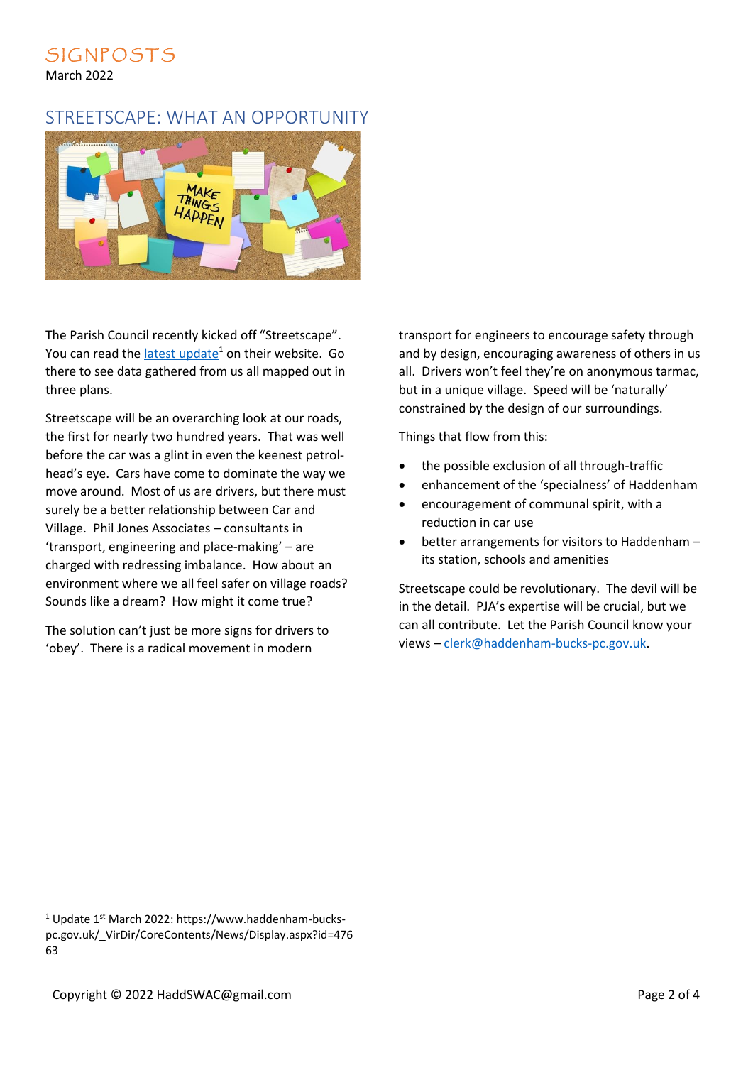SIGNPOSTS

March 2022

## STREETSCAPE: WHAT AN OPPORTUNITY

The Parish Council recently kicked off "Streetscape". You can read the latest update[1] on their website. Go there to see data gathered from us all mapped out in three plans.

Streetscape will be an overarching look at our roads, the first for nearly two hundred years. That was well before the car was a glint in even the keenest petrol-head's eye. Cars have come to dominate the way we move around. Most of us are drivers, but there must surely be a better relationship between Car and Village. Phil Jones Associates – consultants in 'transport, engineering and place-making' – are charged with redressing imbalance. How about an environment where we all feel safer on village roads? Sounds like a dream? How might it come true?

The solution can't just be more signs for drivers to 'obey'. There is a radical movement in modern transport for engineers to encourage safety through and by design, encouraging awareness of others in us all. Drivers won't feel they're on anonymous tarmac, but in a unique village. Speed will be 'naturally' constrained by the design of our surroundings.

Things that flow from this:

- the possible exclusion of all through-traffic
- enhancement of the 'specialness' of Haddenham
- encouragement of communal spirit, with a reduction in car use
- better arrangements for visitors to Haddenham – its station, schools and amenities

Streetscape could be revolutionary. The devil will be in the detail. PJA's expertise will be crucial, but we can all contribute. Let the Parish Council know your views – clerk@haddenham-bucks-pc.gov.uk.

---

[1] Update 1st March 2022: https://www.haddenham-bucks-pc.gov.uk/_VirDir/CoreContents/News/Display.aspx?id=47663

Copyright © 2022 HaddSWAC@gmail.com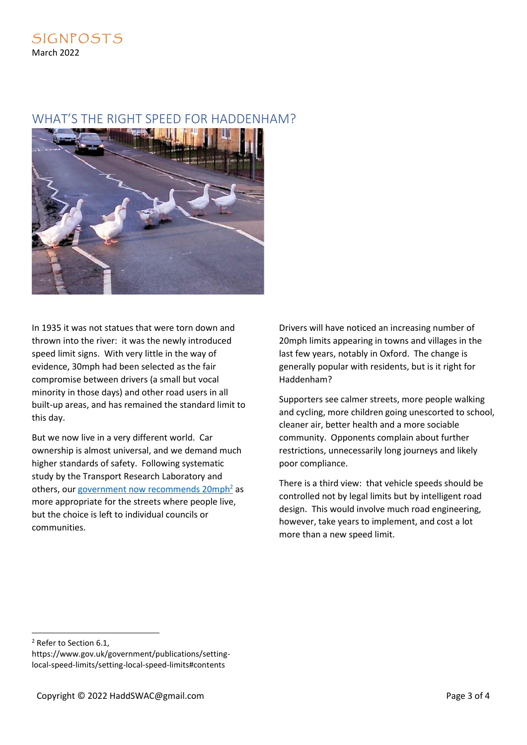SIGNPOSTS

March 2022

## WHAT'S THE RIGHT SPEED FOR HADDENHAM?

In 1935 it was not statues that were torn down and thrown into the river: it was the newly introduced speed limit signs. With very little in the way of evidence, 30mph had been selected as the fair compromise between drivers (a small but vocal minority in those days) and other road users in all built-up areas, and has remained the standard limit to this day.

But we now live in a very different world. Car ownership is almost universal, and we demand much higher standards of safety. Following systematic study by the Transport Research Laboratory and others, our government now recommends 20mph[2] as more appropriate for the streets where people live, but the choice is left to individual councils or communities.

Drivers will have noticed an increasing number of 20mph limits appearing in towns and villages in the last few years, notably in Oxford. The change is generally popular with residents, but is it right for Haddenham?

Supporters see calmer streets, more people walking and cycling, more children going unescorted to school, cleaner air, better health and a more sociable community. Opponents complain about further restrictions, unnecessarily long journeys and likely poor compliance.

There is a third view: that vehicle speeds should be controlled not by legal limits but by intelligent road design. This would involve much road engineering, however, take years to implement, and cost a lot more than a new speed limit.

---

[2] Refer to Section 6.1, https://www.gov.uk/government/publications/setting-local-speed-limits/setting-local-speed-limits#contents

Copyright © 2022 HaddSWAC@gmail.com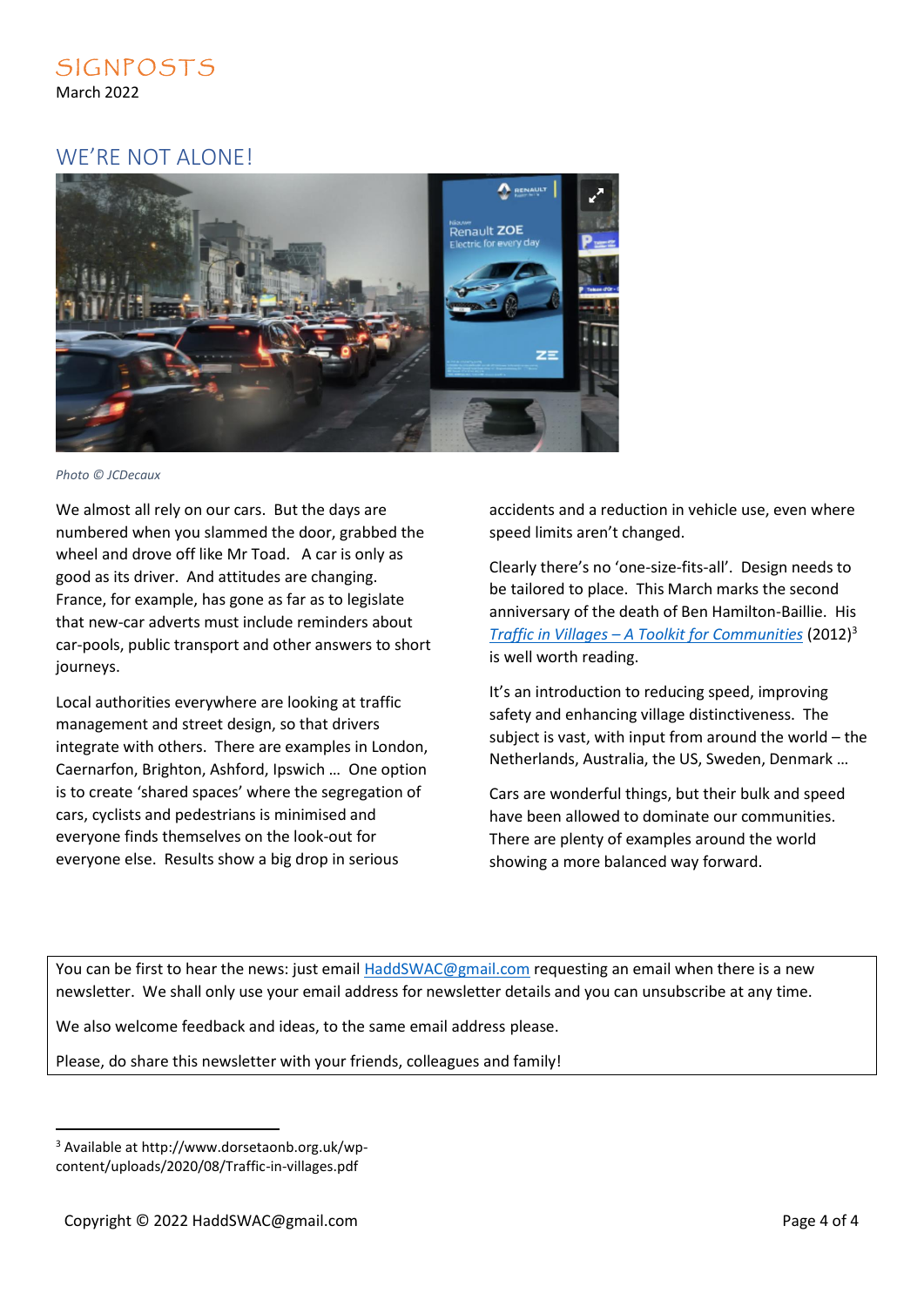SIGNPOSTS
March 2022

## WE'RE NOT ALONE!

*Photo © JCDecaux*

We almost all rely on our cars. But the days are numbered when you slammed the door, grabbed the wheel and drove off like Mr Toad. A car is only as good as its driver. And attitudes are changing. France, for example, has gone as far as to legislate that new-car adverts must include reminders about car-pools, public transport and other answers to short journeys.

Local authorities everywhere are looking at traffic management and street design, so that drivers integrate with others. There are examples in London, Caernarfon, Brighton, Ashford, Ipswich … One option is to create 'shared spaces' where the segregation of cars, cyclists and pedestrians is minimised and everyone finds themselves on the look-out for everyone else. Results show a big drop in serious accidents and a reduction in vehicle use, even where speed limits aren't changed.

Clearly there's no 'one-size-fits-all'. Design needs to be tailored to place. This March marks the second anniversary of the death of Ben Hamilton-Baillie. His *Traffic in Villages – A Toolkit for Communities* (2012)[3] is well worth reading.

It's an introduction to reducing speed, improving safety and enhancing village distinctiveness. The subject is vast, with input from around the world – the Netherlands, Australia, the US, Sweden, Denmark …

Cars are wonderful things, but their bulk and speed have been allowed to dominate our communities. There are plenty of examples around the world showing a more balanced way forward.

---

You can be first to hear the news: just email HaddSWAC@gmail.com requesting an email when there is a new newsletter. We shall only use your email address for newsletter details and you can unsubscribe at any time.

We also welcome feedback and ideas, to the same email address please.

Please, do share this newsletter with your friends, colleagues and family!

---

[3] Available at http://www.dorsetaonb.org.uk/wp-content/uploads/2020/08/Traffic-in-villages.pdf

Copyright © 2022 HaddSWAC@gmail.com